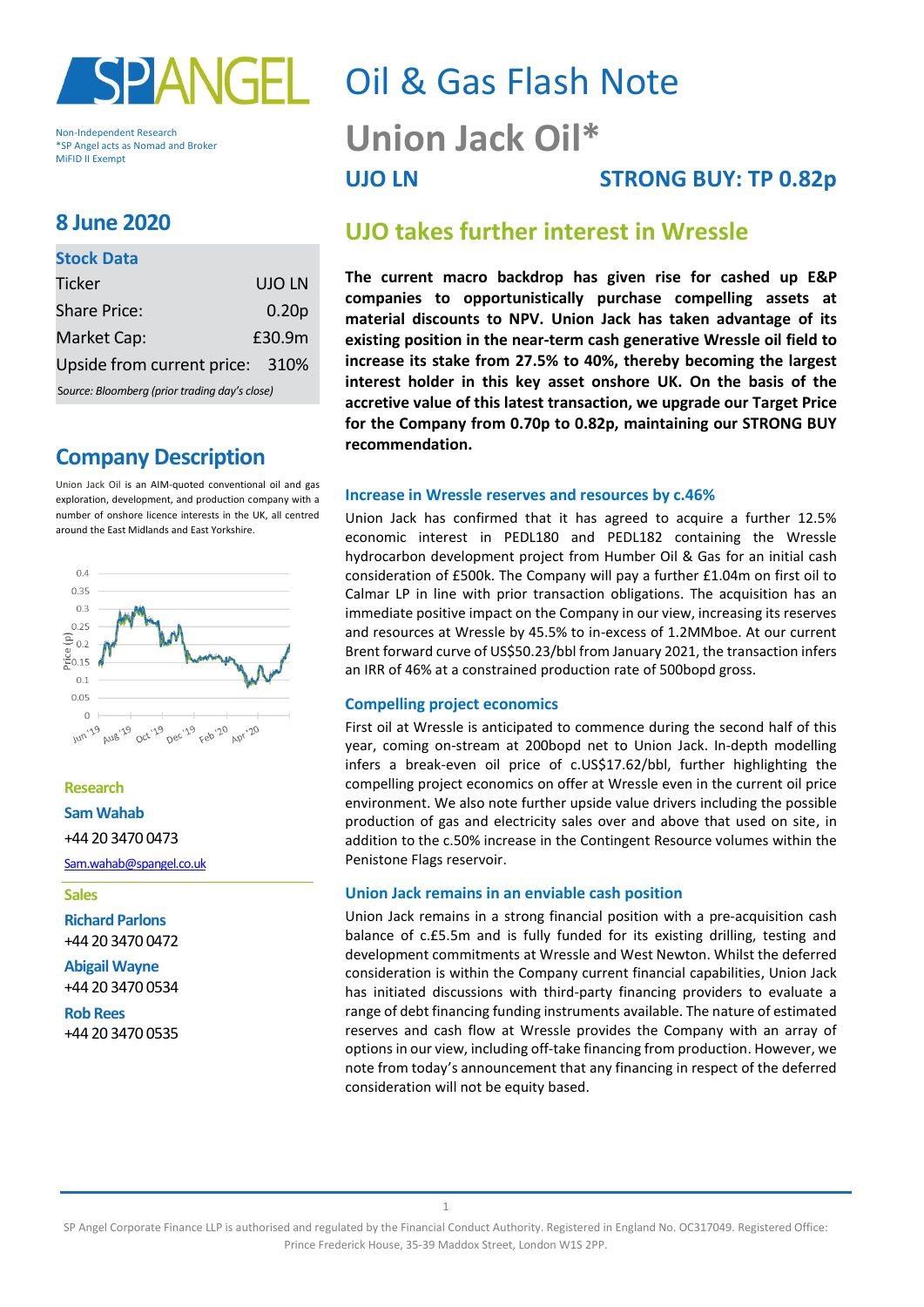Non-Independent Research
*SP Angel acts as Nomad and Broker
MiFID II Exempt

# Oil & Gas Flash Note

# Union Jack Oil*

**UJO LN** **STRONG BUY: TP 0.82p**

## 8 June 2020

### Stock Data

| Stock Data | |
|---|---|
| Ticker | UJO LN |
| Share Price: | 0.20p |
| Market Cap: | £30.9m |
| Upside from current price: | 310% |

*Source: Bloomberg (prior trading day's close)*

### Company Description

Union Jack Oil is an AIM-quoted conventional oil and gas exploration, development, and production company with a number of onshore licence interests in the UK, all centred around the East Midlands and East Yorkshire.

**Research**

**Sam Wahab**
+44 20 3470 0473
Sam.wahab@spangel.co.uk

**Sales**

**Richard Parlons**
+44 20 3470 0472

**Abigail Wayne**
+44 20 3470 0534

**Rob Rees**
+44 20 3470 0535

## UJO takes further interest in Wressle

**The current macro backdrop has given rise for cashed up E&P companies to opportunistically purchase compelling assets at material discounts to NPV. Union Jack has taken advantage of its existing position in the near-term cash generative Wressle oil field to increase its stake from 27.5% to 40%, thereby becoming the largest interest holder in this key asset onshore UK. On the basis of the accretive value of this latest transaction, we upgrade our Target Price for the Company from 0.70p to 0.82p, maintaining our STRONG BUY recommendation.**

### Increase in Wressle reserves and resources by c.46%

Union Jack has confirmed that it has agreed to acquire a further 12.5% economic interest in PEDL180 and PEDL182 containing the Wressle hydrocarbon development project from Humber Oil & Gas for an initial cash consideration of £500k. The Company will pay a further £1.04m on first oil to Calmar LP in line with prior transaction obligations. The acquisition has an immediate positive impact on the Company in our view, increasing its reserves and resources at Wressle by 45.5% to in-excess of 1.2MMboe. At our current Brent forward curve of US$50.23/bbl from January 2021, the transaction infers an IRR of 46% at a constrained production rate of 500bopd gross.

### Compelling project economics

First oil at Wressle is anticipated to commence during the second half of this year, coming on-stream at 200bopd net to Union Jack. In-depth modelling infers a break-even oil price of c.US$17.62/bbl, further highlighting the compelling project economics on offer at Wressle even in the current oil price environment. We also note further upside value drivers including the possible production of gas and electricity sales over and above that used on site, in addition to the c.50% increase in the Contingent Resource volumes within the Penistone Flags reservoir.

### Union Jack remains in an enviable cash position

Union Jack remains in a strong financial position with a pre-acquisition cash balance of c.£5.5m and is fully funded for its existing drilling, testing and development commitments at Wressle and West Newton. Whilst the deferred consideration is within the Company current financial capabilities, Union Jack has initiated discussions with third-party financing providers to evaluate a range of debt financing funding instruments available. The nature of estimated reserves and cash flow at Wressle provides the Company with an array of options in our view, including off-take financing from production. However, we note from today's announcement that any financing in respect of the deferred consideration will not be equity based.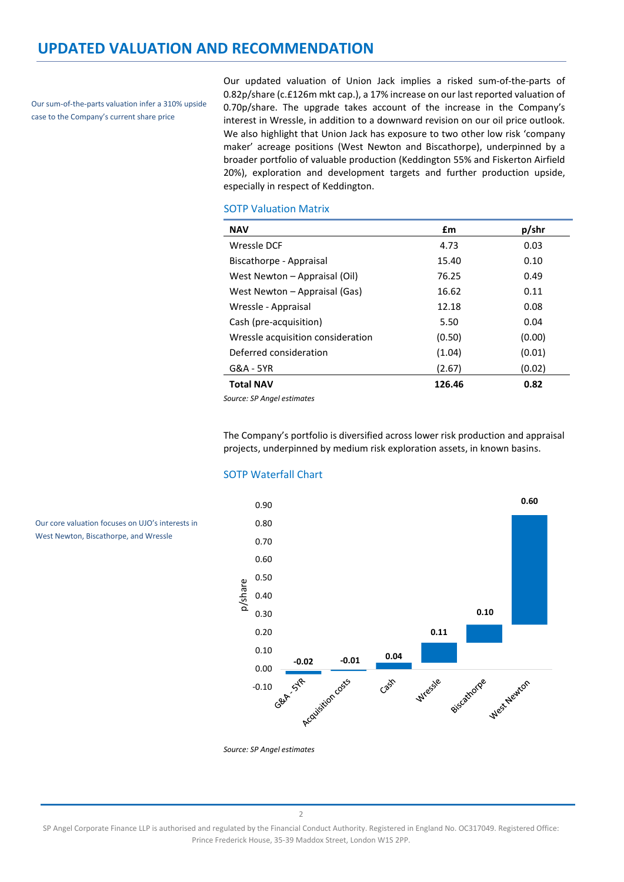# UPDATED VALUATION AND RECOMMENDATION

Our sum-of-the-parts valuation infer a 310% upside case to the Company's current share price

Our updated valuation of Union Jack implies a risked sum-of-the-parts of 0.82p/share (c.£126m mkt cap.), a 17% increase on our last reported valuation of 0.70p/share. The upgrade takes account of the increase in the Company's interest in Wressle, in addition to a downward revision on our oil price outlook. We also highlight that Union Jack has exposure to two other low risk 'company maker' acreage positions (West Newton and Biscathorpe), underpinned by a broader portfolio of valuable production (Keddington 55% and Fiskerton Airfield 20%), exploration and development targets and further production upside, especially in respect of Keddington.

## SOTP Valuation Matrix

| NAV | £m | p/shr |
|---|---|---|
| Wressle DCF | 4.73 | 0.03 |
| Biscathorpe - Appraisal | 15.40 | 0.10 |
| West Newton – Appraisal (Oil) | 76.25 | 0.49 |
| West Newton – Appraisal (Gas) | 16.62 | 0.11 |
| Wressle - Appraisal | 12.18 | 0.08 |
| Cash (pre-acquisition) | 5.50 | 0.04 |
| Wressle acquisition consideration | (0.50) | (0.00) |
| Deferred consideration | (1.04) | (0.01) |
| G&A - 5YR | (2.67) | (0.02) |
| **Total NAV** | **126.46** | **0.82** |

*Source: SP Angel estimates*

The Company's portfolio is diversified across lower risk production and appraisal projects, underpinned by medium risk exploration assets, in known basins.

## SOTP Waterfall Chart

Our core valuation focuses on UJO's interests in West Newton, Biscathorpe, and Wressle

| | G&A - 5YR | Acquisition costs | Cash | Wressle | Biscathorpe | West Newton |
|---|---|---|---|---|---|---|
| p/share | -0.02 | -0.01 | 0.04 | 0.11 | 0.10 | 0.60 |

*Source: SP Angel estimates*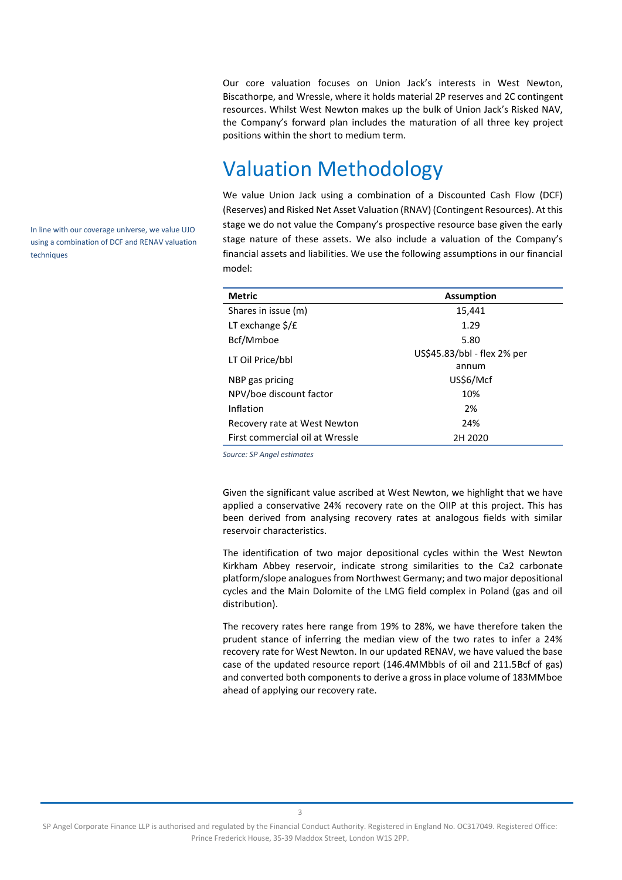Our core valuation focuses on Union Jack's interests in West Newton, Biscathorpe, and Wressle, where it holds material 2P reserves and 2C contingent resources. Whilst West Newton makes up the bulk of Union Jack's Risked NAV, the Company's forward plan includes the maturation of all three key project positions within the short to medium term.

# Valuation Methodology

In line with our coverage universe, we value UJO using a combination of DCF and RENAV valuation techniques

We value Union Jack using a combination of a Discounted Cash Flow (DCF) (Reserves) and Risked Net Asset Valuation (RNAV) (Contingent Resources). At this stage we do not value the Company's prospective resource base given the early stage nature of these assets. We also include a valuation of the Company's financial assets and liabilities. We use the following assumptions in our financial model:

| Metric | Assumption |
|---|---|
| Shares in issue (m) | 15,441 |
| LT exchange $/£ | 1.29 |
| Bcf/Mmboe | 5.80 |
| LT Oil Price/bbl | US$45.83/bbl - flex 2% per annum |
| NBP gas pricing | US$6/Mcf |
| NPV/boe discount factor | 10% |
| Inflation | 2% |
| Recovery rate at West Newton | 24% |
| First commercial oil at Wressle | 2H 2020 |

*Source: SP Angel estimates*

Given the significant value ascribed at West Newton, we highlight that we have applied a conservative 24% recovery rate on the OIIP at this project. This has been derived from analysing recovery rates at analogous fields with similar reservoir characteristics.

The identification of two major depositional cycles within the West Newton Kirkham Abbey reservoir, indicate strong similarities to the Ca2 carbonate platform/slope analogues from Northwest Germany; and two major depositional cycles and the Main Dolomite of the LMG field complex in Poland (gas and oil distribution).

The recovery rates here range from 19% to 28%, we have therefore taken the prudent stance of inferring the median view of the two rates to infer a 24% recovery rate for West Newton. In our updated RENAV, we have valued the base case of the updated resource report (146.4MMbbls of oil and 211.5Bcf of gas) and converted both components to derive a gross in place volume of 183MMboe ahead of applying our recovery rate.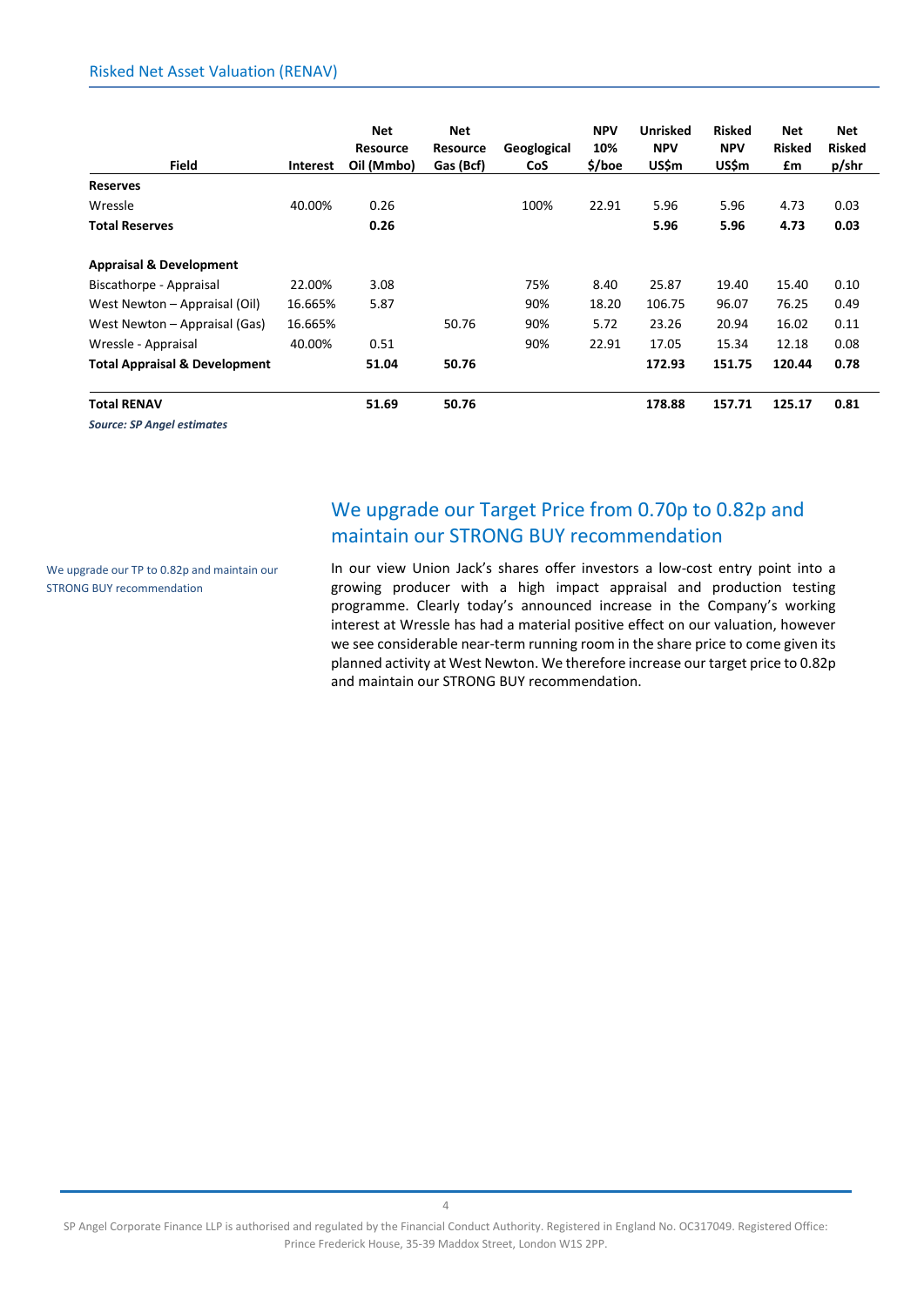## Risked Net Asset Valuation (RENAV)

| Field | Interest | Net Resource Oil (Mmbo) | Net Resource Gas (Bcf) | Geoglogical CoS | NPV 10% $/boe | Unrisked NPV US$m | Risked NPV US$m | Net Risked £m | Net Risked p/shr |
|---|---|---|---|---|---|---|---|---|---|
| **Reserves** | | | | | | | | | |
| Wressle | 40.00% | 0.26 | | 100% | 22.91 | 5.96 | 5.96 | 4.73 | 0.03 |
| **Total Reserves** | | **0.26** | | | | **5.96** | **5.96** | **4.73** | **0.03** |
| | | | | | | | | | |
| **Appraisal & Development** | | | | | | | | | |
| Biscathorpe - Appraisal | 22.00% | 3.08 | | 75% | 8.40 | 25.87 | 19.40 | 15.40 | 0.10 |
| West Newton – Appraisal (Oil) | 16.665% | 5.87 | | 90% | 18.20 | 106.75 | 96.07 | 76.25 | 0.49 |
| West Newton – Appraisal (Gas) | 16.665% | | 50.76 | 90% | 5.72 | 23.26 | 20.94 | 16.02 | 0.11 |
| Wressle - Appraisal | 40.00% | 0.51 | | 90% | 22.91 | 17.05 | 15.34 | 12.18 | 0.08 |
| **Total Appraisal & Development** | | **51.04** | **50.76** | | | **172.93** | **151.75** | **120.44** | **0.78** |
| | | | | | | | | | |
| **Total RENAV** | | **51.69** | **50.76** | | | **178.88** | **157.71** | **125.17** | **0.81** |

***Source: SP Angel estimates***

## We upgrade our Target Price from 0.70p to 0.82p and maintain our STRONG BUY recommendation

We upgrade our TP to 0.82p and maintain our STRONG BUY recommendation

In our view Union Jack's shares offer investors a low-cost entry point into a growing producer with a high impact appraisal and production testing programme. Clearly today's announced increase in the Company's working interest at Wressle has had a material positive effect on our valuation, however we see considerable near-term running room in the share price to come given its planned activity at West Newton. We therefore increase our target price to 0.82p and maintain our STRONG BUY recommendation.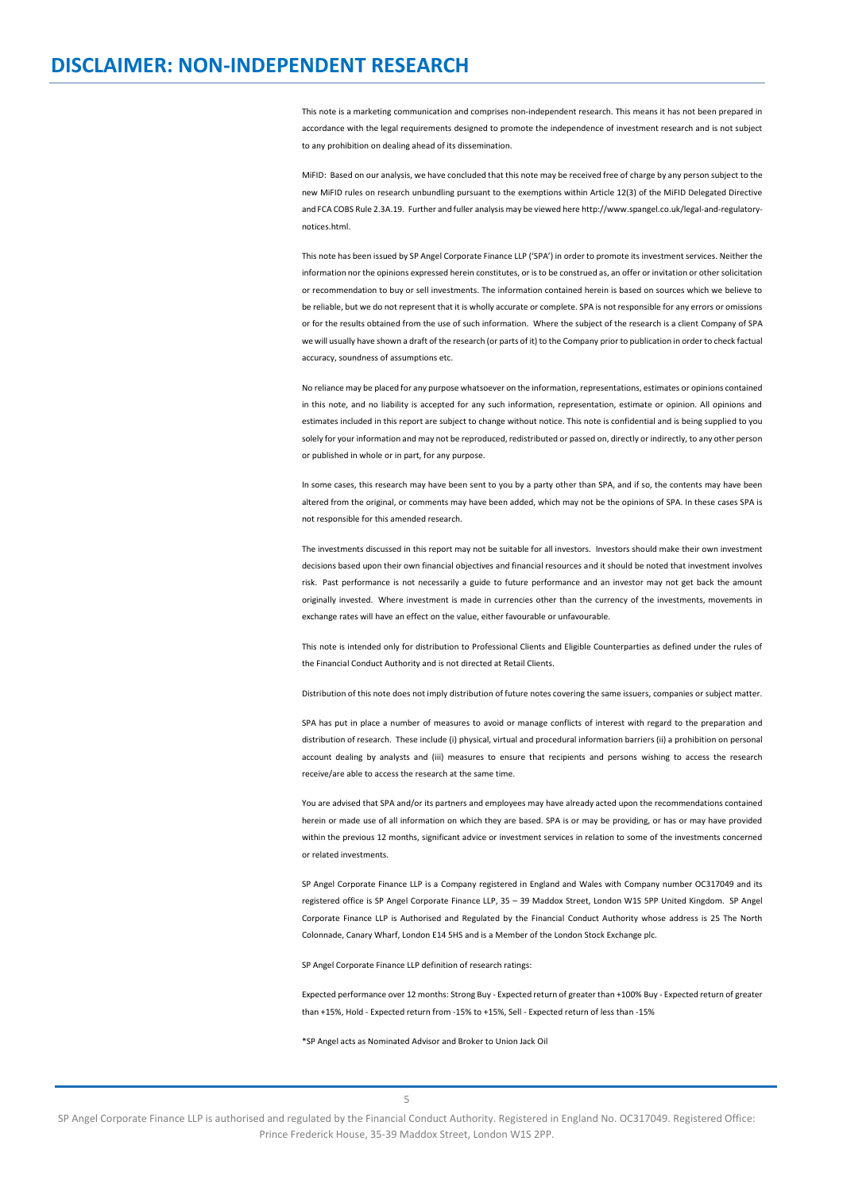# DISCLAIMER: NON-INDEPENDENT RESEARCH

This note is a marketing communication and comprises non-independent research. This means it has not been prepared in accordance with the legal requirements designed to promote the independence of investment research and is not subject to any prohibition on dealing ahead of its dissemination.

MiFID: Based on our analysis, we have concluded that this note may be received free of charge by any person subject to the new MiFID rules on research unbundling pursuant to the exemptions within Article 12(3) of the MiFID Delegated Directive and FCA COBS Rule 2.3A.19. Further and fuller analysis may be viewed here http://www.spangel.co.uk/legal-and-regulatory-notices.html.

This note has been issued by SP Angel Corporate Finance LLP ('SPA') in order to promote its investment services. Neither the information nor the opinions expressed herein constitutes, or is to be construed as, an offer or invitation or other solicitation or recommendation to buy or sell investments. The information contained herein is based on sources which we believe to be reliable, but we do not represent that it is wholly accurate or complete. SPA is not responsible for any errors or omissions or for the results obtained from the use of such information. Where the subject of the research is a client Company of SPA we will usually have shown a draft of the research (or parts of it) to the Company prior to publication in order to check factual accuracy, soundness of assumptions etc.

No reliance may be placed for any purpose whatsoever on the information, representations, estimates or opinions contained in this note, and no liability is accepted for any such information, representation, estimate or opinion. All opinions and estimates included in this report are subject to change without notice. This note is confidential and is being supplied to you solely for your information and may not be reproduced, redistributed or passed on, directly or indirectly, to any other person or published in whole or in part, for any purpose.

In some cases, this research may have been sent to you by a party other than SPA, and if so, the contents may have been altered from the original, or comments may have been added, which may not be the opinions of SPA. In these cases SPA is not responsible for this amended research.

The investments discussed in this report may not be suitable for all investors. Investors should make their own investment decisions based upon their own financial objectives and financial resources and it should be noted that investment involves risk. Past performance is not necessarily a guide to future performance and an investor may not get back the amount originally invested. Where investment is made in currencies other than the currency of the investments, movements in exchange rates will have an effect on the value, either favourable or unfavourable.

This note is intended only for distribution to Professional Clients and Eligible Counterparties as defined under the rules of the Financial Conduct Authority and is not directed at Retail Clients.

Distribution of this note does not imply distribution of future notes covering the same issuers, companies or subject matter.

SPA has put in place a number of measures to avoid or manage conflicts of interest with regard to the preparation and distribution of research. These include (i) physical, virtual and procedural information barriers (ii) a prohibition on personal account dealing by analysts and (iii) measures to ensure that recipients and persons wishing to access the research receive/are able to access the research at the same time.

You are advised that SPA and/or its partners and employees may have already acted upon the recommendations contained herein or made use of all information on which they are based. SPA is or may be providing, or has or may have provided within the previous 12 months, significant advice or investment services in relation to some of the investments concerned or related investments.

SP Angel Corporate Finance LLP is a Company registered in England and Wales with Company number OC317049 and its registered office is SP Angel Corporate Finance LLP, 35 – 39 Maddox Street, London W1S 5PP United Kingdom. SP Angel Corporate Finance LLP is Authorised and Regulated by the Financial Conduct Authority whose address is 25 The North Colonnade, Canary Wharf, London E14 5HS and is a Member of the London Stock Exchange plc.

SP Angel Corporate Finance LLP definition of research ratings:

Expected performance over 12 months: Strong Buy - Expected return of greater than +100% Buy - Expected return of greater than +15%, Hold - Expected return from -15% to +15%, Sell - Expected return of less than -15%

*SP Angel acts as Nominated Advisor and Broker to Union Jack Oil